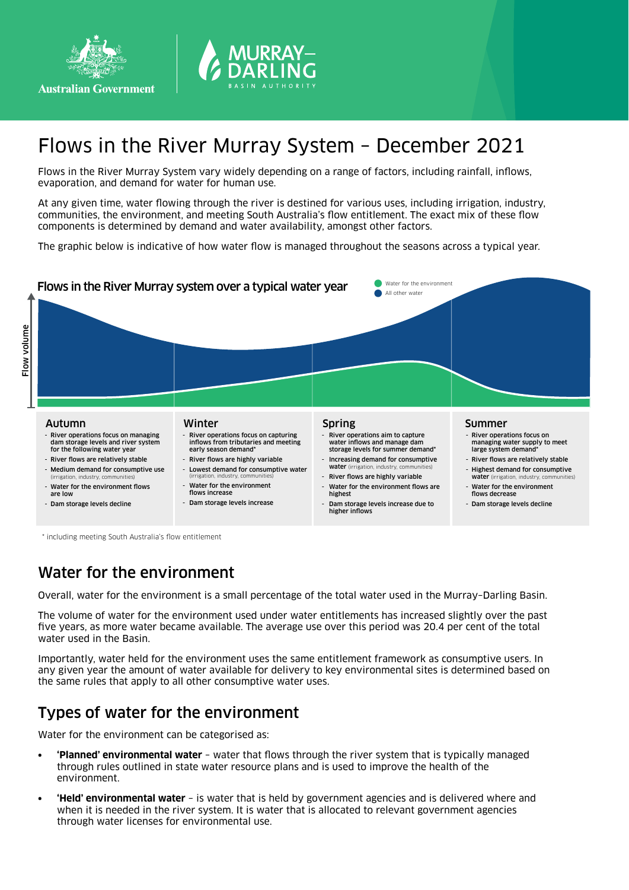# Flows in the River Murray System – December 2021

Flows in the River Murray System vary widely depending on a range of factors, including rainfall, inflows, evaporation, and demand for water for human use.

At any given time, water flowing through the river is destined for various uses, including irrigation, industry, communities, the environment, and meeting South Australia's flow entitlement. The exact mix of these flow components is determined by demand and water availability, amongst other factors.

The graphic below is indicative of how water flow is managed throughout the seasons across a typical year.

**Flows in the River Murray system over a typical water year**

Water for the environment
All other water

Flow volume

### Autumn

- River operations focus on managing dam storage levels and river system for the following water year
- River flows are relatively stable
- Medium demand for consumptive use (irrigation, industry, communities)
- Water for the environment flows are low
- Dam storage levels decline

### Winter

- River operations focus on capturing inflows from tributaries and meeting early season demand*
- River flows are highly variable
- Lowest demand for consumptive water (irrigation, industry, communities)
- Water for the environment flows increase
- Dam storage levels increase

### Spring

- River operations aim to capture water inflows and manage dam storage levels for summer demand*
- Increasing demand for consumptive water (irrigation, industry, communities)
- River flows are highly variable
- Water for the environment flows are highest
- Dam storage levels increase due to higher inflows

### Summer

- River operations focus on managing water supply to meet large system demand*
- River flows are relatively stable
- Highest demand for consumptive water (irrigation, industry, communities)
- Water for the environment flows decrease
- Dam storage levels decline

\* including meeting South Australia's flow entitlement

## Water for the environment

Overall, water for the environment is a small percentage of the total water used in the Murray–Darling Basin.

The volume of water for the environment used under water entitlements has increased slightly over the past five years, as more water became available. The average use over this period was 20.4 per cent of the total water used in the Basin.

Importantly, water held for the environment uses the same entitlement framework as consumptive users. In any given year the amount of water available for delivery to key environmental sites is determined based on the same rules that apply to all other consumptive water uses.

## Types of water for the environment

Water for the environment can be categorised as:

- **'Planned' environmental water** – water that flows through the river system that is typically managed through rules outlined in state water resource plans and is used to improve the health of the environment.
- **'Held' environmental water** – is water that is held by government agencies and is delivered where and when it is needed in the river system. It is water that is allocated to relevant government agencies through water licenses for environmental use.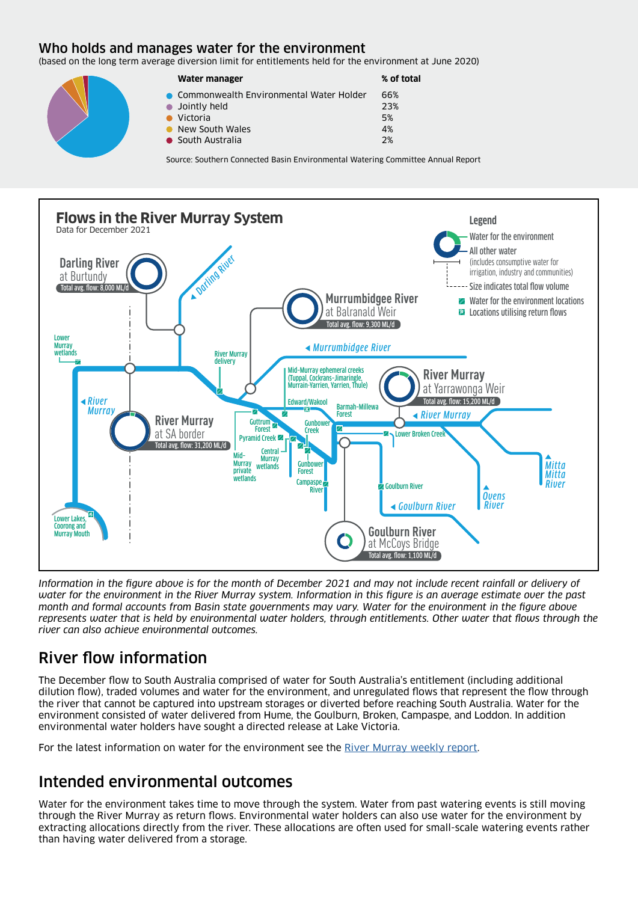## Who holds and manages water for the environment

(based on the long term average diversion limit for entitlements held for the environment at June 2020)

| Water manager | % of total |
|---|---|
| Commonwealth Environmental Water Holder | 66% |
| Jointly held | 23% |
| Victoria | 5% |
| New South Wales | 4% |
| South Australia | 2% |

Source: Southern Connected Basin Environmental Watering Committee Annual Report

## Flows in the River Murray System

Data for December 2021

Legend
- Water for the environment
- All other water (includes consumptive water for irrigation, industry and communities)
- Size indicates total flow volume
- Water for the environment locations
- Locations utilising return flows

- Darling River at Burtundy — Total avg. flow: 8,000 ML/d
- Murrumbidgee River at Balranald Weir — Total avg. flow: 9,300 ML/d
- River Murray at Yarrawonga Weir — Total avg. flow: 15,200 ML/d
- River Murray at SA border — Total avg. flow: 31,200 ML/d
- Goulburn River at McCoys Bridge — Total avg. flow: 1,100 ML/d

Darling River, Murrumbidgee River, River Murray, Goulburn River, Ovens River, Mitta Mitta River, Lower Murray wetlands, River Murray delivery, Mid-Murray ephemeral creeks (Tuppal, Cockrans-Jimaringle, Murrain-Yarrien, Yarrien, Thule), Edward/Wakool, Barmah-Millewa Forest, Guttrum Forest, Gunbower Creek, Pyramid Creek, Lower Broken Creek, Mid-Murray private wetlands, Central Murray wetlands, Gunbower Forest, Campaspe River, Goulburn River, Lower Lakes, Coorong and Murray Mouth

*Information in the figure above is for the month of December 2021 and may not include recent rainfall or delivery of water for the environment in the River Murray system. Information in this figure is an average estimate over the past month and formal accounts from Basin state governments may vary. Water for the environment in the figure above represents water that is held by environmental water holders, through entitlements. Other water that flows through the river can also achieve environmental outcomes.*

## River flow information

The December flow to South Australia comprised of water for South Australia's entitlement (including additional dilution flow), traded volumes and water for the environment, and unregulated flows that represent the flow through the river that cannot be captured into upstream storages or diverted before reaching South Australia. Water for the environment consisted of water delivered from Hume, the Goulburn, Broken, Campaspe, and Loddon. In addition environmental water holders have sought a directed release at Lake Victoria.

For the latest information on water for the environment see the River Murray weekly report.

## Intended environmental outcomes

Water for the environment takes time to move through the system. Water from past watering events is still moving through the River Murray as return flows. Environmental water holders can also use water for the environment by extracting allocations directly from the river. These allocations are often used for small-scale watering events rather than having water delivered from a storage.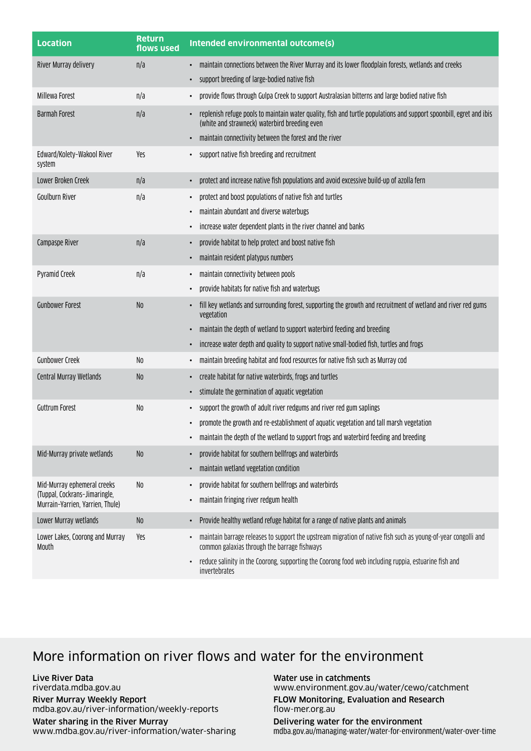| Location | Return flows used | Intended environmental outcome(s) |
|---|---|---|
| River Murray delivery | n/a | • maintain connections between the River Murray and its lower floodplain forests, wetlands and creeks<br>• support breeding of large-bodied native fish |
| Millewa Forest | n/a | • provide flows through Gulpa Creek to support Australasian bitterns and large bodied native fish |
| Barmah Forest | n/a | • replenish refuge pools to maintain water quality, fish and turtle populations and support spoonbill, egret and ibis (white and strawneck) waterbird breeding even<br>• maintain connectivity between the forest and the river |
| Edward/Kolety-Wakool River system | Yes | • support native fish breeding and recruitment |
| Lower Broken Creek | n/a | • protect and increase native fish populations and avoid excessive build-up of azolla fern |
| Goulburn River | n/a | • protect and boost populations of native fish and turtles<br>• maintain abundant and diverse waterbugs<br>• increase water dependent plants in the river channel and banks |
| Campaspe River | n/a | • provide habitat to help protect and boost native fish<br>• maintain resident platypus numbers |
| Pyramid Creek | n/a | • maintain connectivity between pools<br>• provide habitats for native fish and waterbugs |
| Gunbower Forest | No | • fill key wetlands and surrounding forest, supporting the growth and recruitment of wetland and river red gums vegetation<br>• maintain the depth of wetland to support waterbird feeding and breeding<br>• increase water depth and quality to support native small-bodied fish, turtles and frogs |
| Gunbower Creek | No | • maintain breeding habitat and food resources for native fish such as Murray cod |
| Central Murray Wetlands | No | • create habitat for native waterbirds, frogs and turtles<br>• stimulate the germination of aquatic vegetation |
| Guttrum Forest | No | • support the growth of adult river redgums and river red gum saplings<br>• promote the growth and re-establishment of aquatic vegetation and tall marsh vegetation<br>• maintain the depth of the wetland to support frogs and waterbird feeding and breeding |
| Mid-Murray private wetlands | No | • provide habitat for southern bellfrogs and waterbirds<br>• maintain wetland vegetation condition |
| Mid-Murray ephemeral creeks (Tuppal, Cockrans-Jimaringle, Murrain-Yarrien, Yarrien, Thule) | No | • provide habitat for southern bellfrogs and waterbirds<br>• maintain fringing river redgum health |
| Lower Murray wetlands | No | • Provide healthy wetland refuge habitat for a range of native plants and animals |
| Lower Lakes, Coorong and Murray Mouth | Yes | • maintain barrage releases to support the upstream migration of native fish such as young-of-year congolli and common galaxias through the barrage fishways<br>• reduce salinity in the Coorong, supporting the Coorong food web including ruppia, estuarine fish and invertebrates |

## More information on river flows and water for the environment

**Live River Data**
riverdata.mdba.gov.au

**River Murray Weekly Report**
mdba.gov.au/river-information/weekly-reports

**Water sharing in the River Murray**
www.mdba.gov.au/river-information/water-sharing

**Water use in catchments**
www.environment.gov.au/water/cewo/catchment

**FLOW Monitoring, Evaluation and Research**
flow-mer.org.au

**Delivering water for the environment**
mdba.gov.au/managing-water/water-for-environment/water-over-time